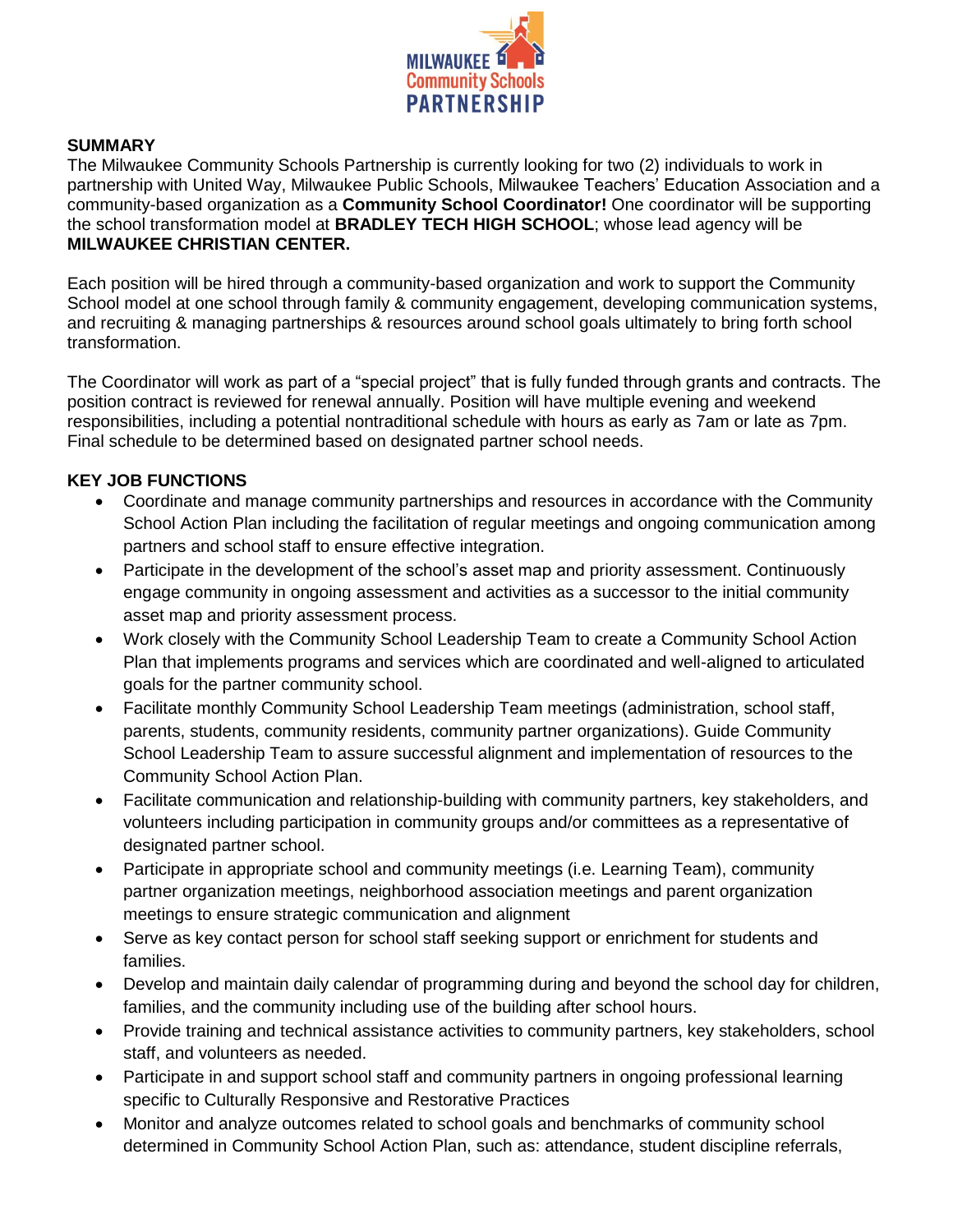MILWAUKEE Community Schools PARTNERSHIP

## SUMMARY

The Milwaukee Community Schools Partnership is currently looking for two (2) individuals to work in partnership with United Way, Milwaukee Public Schools, Milwaukee Teachers' Education Association and a community-based organization as a **Community School Coordinator!** One coordinator will be supporting the school transformation model at **BRADLEY TECH HIGH SCHOOL**; whose lead agency will be **MILWAUKEE CHRISTIAN CENTER.**

Each position will be hired through a community-based organization and work to support the Community School model at one school through family & community engagement, developing communication systems, and recruiting & managing partnerships & resources around school goals ultimately to bring forth school transformation.

The Coordinator will work as part of a "special project" that is fully funded through grants and contracts. The position contract is reviewed for renewal annually. Position will have multiple evening and weekend responsibilities, including a potential nontraditional schedule with hours as early as 7am or late as 7pm. Final schedule to be determined based on designated partner school needs.

## KEY JOB FUNCTIONS

- Coordinate and manage community partnerships and resources in accordance with the Community School Action Plan including the facilitation of regular meetings and ongoing communication among partners and school staff to ensure effective integration.
- Participate in the development of the school's asset map and priority assessment. Continuously engage community in ongoing assessment and activities as a successor to the initial community asset map and priority assessment process.
- Work closely with the Community School Leadership Team to create a Community School Action Plan that implements programs and services which are coordinated and well-aligned to articulated goals for the partner community school.
- Facilitate monthly Community School Leadership Team meetings (administration, school staff, parents, students, community residents, community partner organizations). Guide Community School Leadership Team to assure successful alignment and implementation of resources to the Community School Action Plan.
- Facilitate communication and relationship-building with community partners, key stakeholders, and volunteers including participation in community groups and/or committees as a representative of designated partner school.
- Participate in appropriate school and community meetings (i.e. Learning Team), community partner organization meetings, neighborhood association meetings and parent organization meetings to ensure strategic communication and alignment
- Serve as key contact person for school staff seeking support or enrichment for students and families.
- Develop and maintain daily calendar of programming during and beyond the school day for children, families, and the community including use of the building after school hours.
- Provide training and technical assistance activities to community partners, key stakeholders, school staff, and volunteers as needed.
- Participate in and support school staff and community partners in ongoing professional learning specific to Culturally Responsive and Restorative Practices
- Monitor and analyze outcomes related to school goals and benchmarks of community school determined in Community School Action Plan, such as: attendance, student discipline referrals,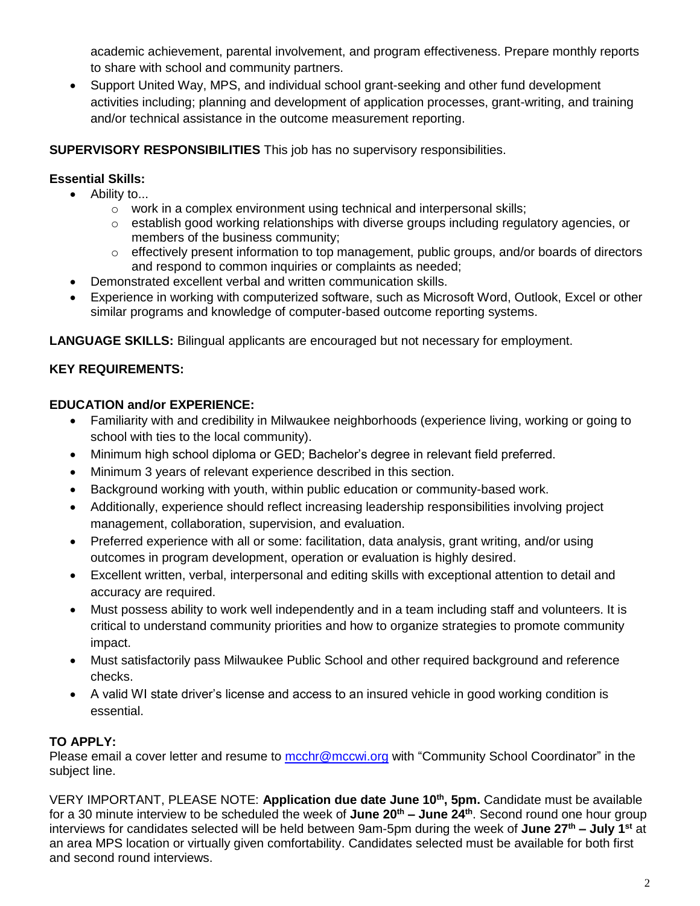academic achievement, parental involvement, and program effectiveness. Prepare monthly reports to share with school and community partners.

- Support United Way, MPS, and individual school grant-seeking and other fund development activities including; planning and development of application processes, grant-writing, and training and/or technical assistance in the outcome measurement reporting.

**SUPERVISORY RESPONSIBILITIES** This job has no supervisory responsibilities.

**Essential Skills:**

- Ability to...
  - work in a complex environment using technical and interpersonal skills;
  - establish good working relationships with diverse groups including regulatory agencies, or members of the business community;
  - effectively present information to top management, public groups, and/or boards of directors and respond to common inquiries or complaints as needed;
- Demonstrated excellent verbal and written communication skills.
- Experience in working with computerized software, such as Microsoft Word, Outlook, Excel or other similar programs and knowledge of computer-based outcome reporting systems.

**LANGUAGE SKILLS:** Bilingual applicants are encouraged but not necessary for employment.

**KEY REQUIREMENTS:**

**EDUCATION and/or EXPERIENCE:**

- Familiarity with and credibility in Milwaukee neighborhoods (experience living, working or going to school with ties to the local community).
- Minimum high school diploma or GED; Bachelor's degree in relevant field preferred.
- Minimum 3 years of relevant experience described in this section.
- Background working with youth, within public education or community-based work.
- Additionally, experience should reflect increasing leadership responsibilities involving project management, collaboration, supervision, and evaluation.
- Preferred experience with all or some: facilitation, data analysis, grant writing, and/or using outcomes in program development, operation or evaluation is highly desired.
- Excellent written, verbal, interpersonal and editing skills with exceptional attention to detail and accuracy are required.
- Must possess ability to work well independently and in a team including staff and volunteers. It is critical to understand community priorities and how to organize strategies to promote community impact.
- Must satisfactorily pass Milwaukee Public School and other required background and reference checks.
- A valid WI state driver's license and access to an insured vehicle in good working condition is essential.

**TO APPLY:**
Please email a cover letter and resume to mcchr@mccwi.org with "Community School Coordinator" in the subject line.

VERY IMPORTANT, PLEASE NOTE: **Application due date June 10th, 5pm.** Candidate must be available for a 30 minute interview to be scheduled the week of **June 20th – June 24th**. Second round one hour group interviews for candidates selected will be held between 9am-5pm during the week of **June 27th – July 1st** at an area MPS location or virtually given comfortability. Candidates selected must be available for both first and second round interviews.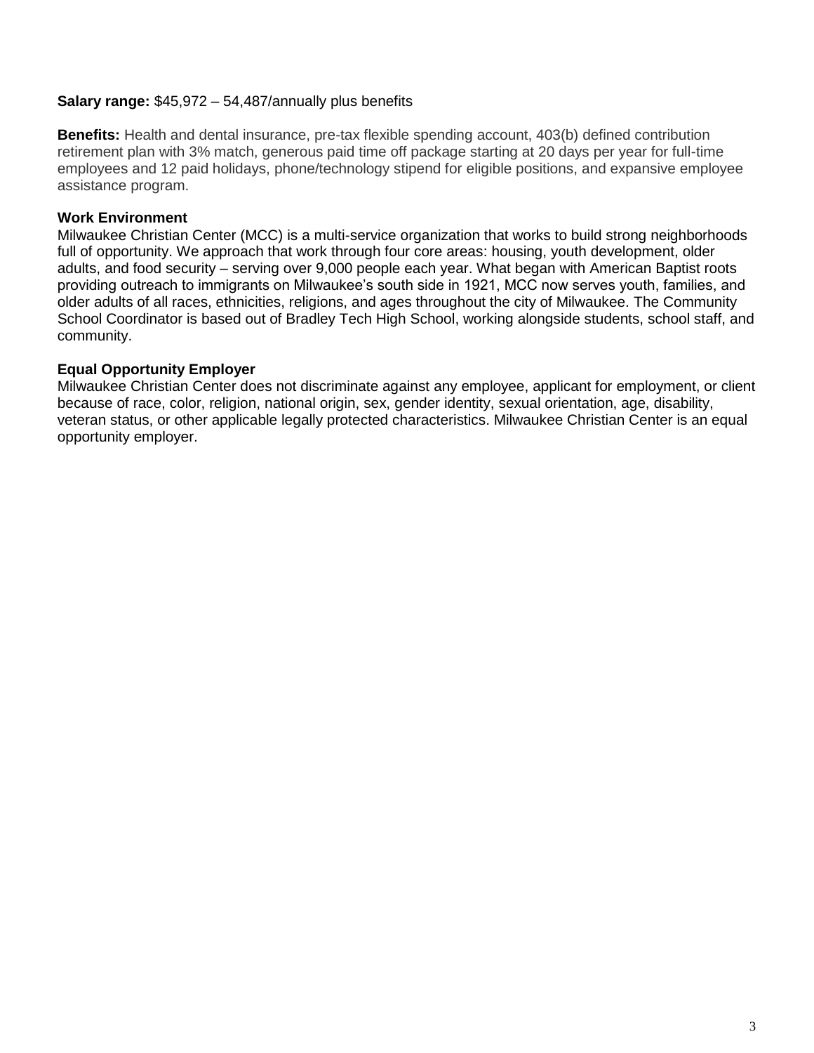**Salary range:** $45,972 – 54,487/annually plus benefits

**Benefits:** Health and dental insurance, pre-tax flexible spending account, 403(b) defined contribution retirement plan with 3% match, generous paid time off package starting at 20 days per year for full-time employees and 12 paid holidays, phone/technology stipend for eligible positions, and expansive employee assistance program.

**Work Environment**

Milwaukee Christian Center (MCC) is a multi-service organization that works to build strong neighborhoods full of opportunity. We approach that work through four core areas: housing, youth development, older adults, and food security – serving over 9,000 people each year. What began with American Baptist roots providing outreach to immigrants on Milwaukee's south side in 1921, MCC now serves youth, families, and older adults of all races, ethnicities, religions, and ages throughout the city of Milwaukee. The Community School Coordinator is based out of Bradley Tech High School, working alongside students, school staff, and community.

**Equal Opportunity Employer**

Milwaukee Christian Center does not discriminate against any employee, applicant for employment, or client because of race, color, religion, national origin, sex, gender identity, sexual orientation, age, disability, veteran status, or other applicable legally protected characteristics. Milwaukee Christian Center is an equal opportunity employer.